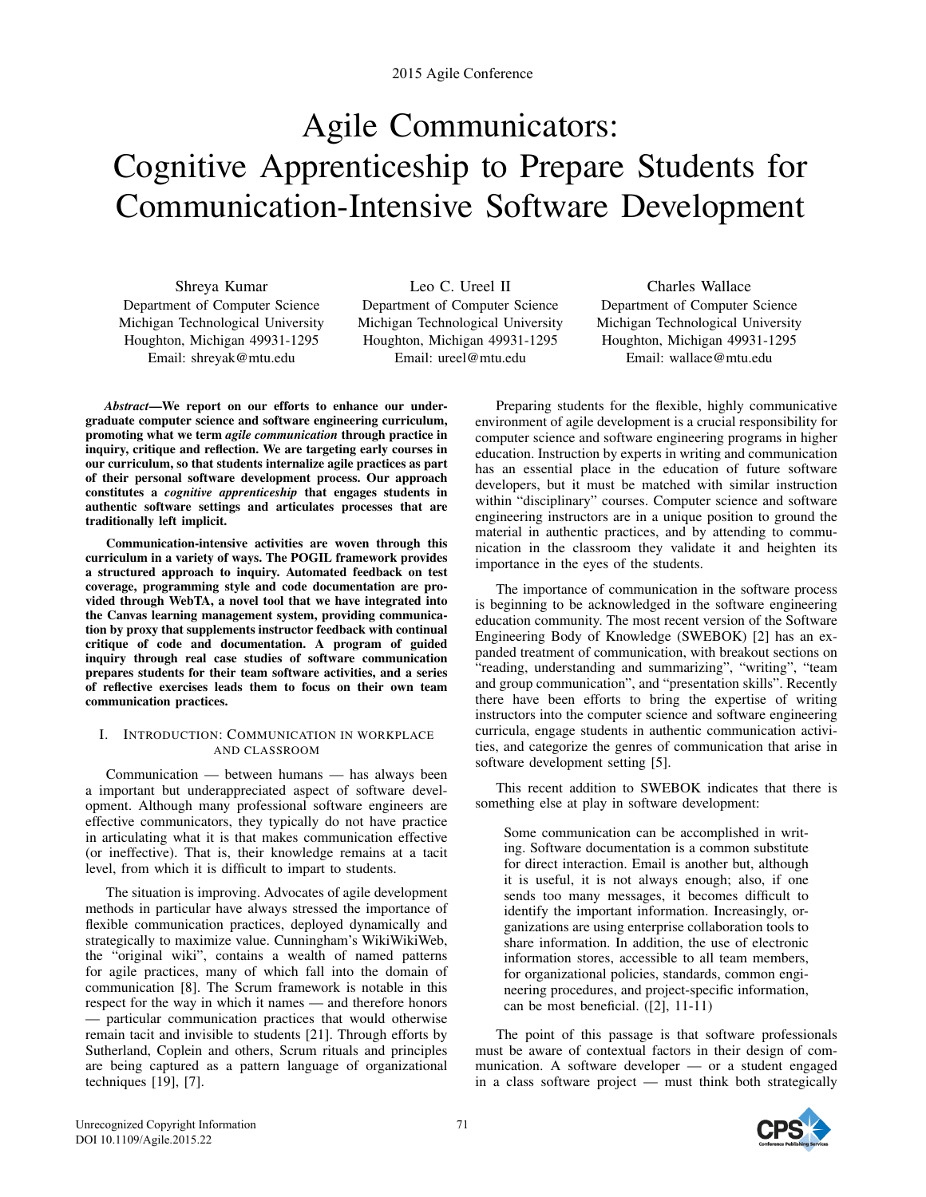# Agile Communicators: Cognitive Apprenticeship to Prepare Students for Communication-Intensive Software Development

Shreya Kumar
Department of Computer Science
Michigan Technological University
Houghton, Michigan 49931-1295
Email: shreyak@mtu.edu

Leo C. Ureel II
Department of Computer Science
Michigan Technological University
Houghton, Michigan 49931-1295
Email: ureel@mtu.edu

Charles Wallace
Department of Computer Science
Michigan Technological University
Houghton, Michigan 49931-1295
Email: wallace@mtu.edu

***Abstract*—We report on our efforts to enhance our undergraduate computer science and software engineering curriculum, promoting what we term *agile communication* through practice in inquiry, critique and reflection. We are targeting early courses in our curriculum, so that students internalize agile practices as part of their personal software development process. Our approach constitutes a *cognitive apprenticeship* that engages students in authentic software settings and articulates processes that are traditionally left implicit.**

**Communication-intensive activities are woven through this curriculum in a variety of ways. The POGIL framework provides a structured approach to inquiry. Automated feedback on test coverage, programming style and code documentation are provided through WebTA, a novel tool that we have integrated into the Canvas learning management system, providing communication by proxy that supplements instructor feedback with continual critique of code and documentation. A program of guided inquiry through real case studies of software communication prepares students for their team software activities, and a series of reflective exercises leads them to focus on their own team communication practices.**

## I. Introduction: Communication in Workplace and Classroom

Communication — between humans — has always been a important but underappreciated aspect of software development. Although many professional software engineers are effective communicators, they typically do not have practice in articulating what it is that makes communication effective (or ineffective). That is, their knowledge remains at a tacit level, from which it is difficult to impart to students.

The situation is improving. Advocates of agile development methods in particular have always stressed the importance of flexible communication practices, deployed dynamically and strategically to maximize value. Cunningham's WikiWikiWeb, the "original wiki", contains a wealth of named patterns for agile practices, many of which fall into the domain of communication [8]. The Scrum framework is notable in this respect for the way in which it names — and therefore honors — particular communication practices that would otherwise remain tacit and invisible to students [21]. Through efforts by Sutherland, Coplein and others, Scrum rituals and principles are being captured as a pattern language of organizational techniques [19], [7].

Preparing students for the flexible, highly communicative environment of agile development is a crucial responsibility for computer science and software engineering programs in higher education. Instruction by experts in writing and communication has an essential place in the education of future software developers, but it must be matched with similar instruction within "disciplinary" courses. Computer science and software engineering instructors are in a unique position to ground the material in authentic practices, and by attending to communication in the classroom they validate it and heighten its importance in the eyes of the students.

The importance of communication in the software process is beginning to be acknowledged in the software engineering education community. The most recent version of the Software Engineering Body of Knowledge (SWEBOK) [2] has an expanded treatment of communication, with breakout sections on "reading, understanding and summarizing", "writing", "team and group communication", and "presentation skills". Recently there have been efforts to bring the expertise of writing instructors into the computer science and software engineering curricula, engage students in authentic communication activities, and categorize the genres of communication that arise in software development setting [5].

This recent addition to SWEBOK indicates that there is something else at play in software development:

> Some communication can be accomplished in writing. Software documentation is a common substitute for direct interaction. Email is another but, although it is useful, it is not always enough; also, if one sends too many messages, it becomes difficult to identify the important information. Increasingly, organizations are using enterprise collaboration tools to share information. In addition, the use of electronic information stores, accessible to all team members, for organizational policies, standards, common engineering procedures, and project-specific information, can be most beneficial. ([2], 11-11)

The point of this passage is that software professionals must be aware of contextual factors in their design of communication. A software developer — or a student engaged in a class software project — must think both strategically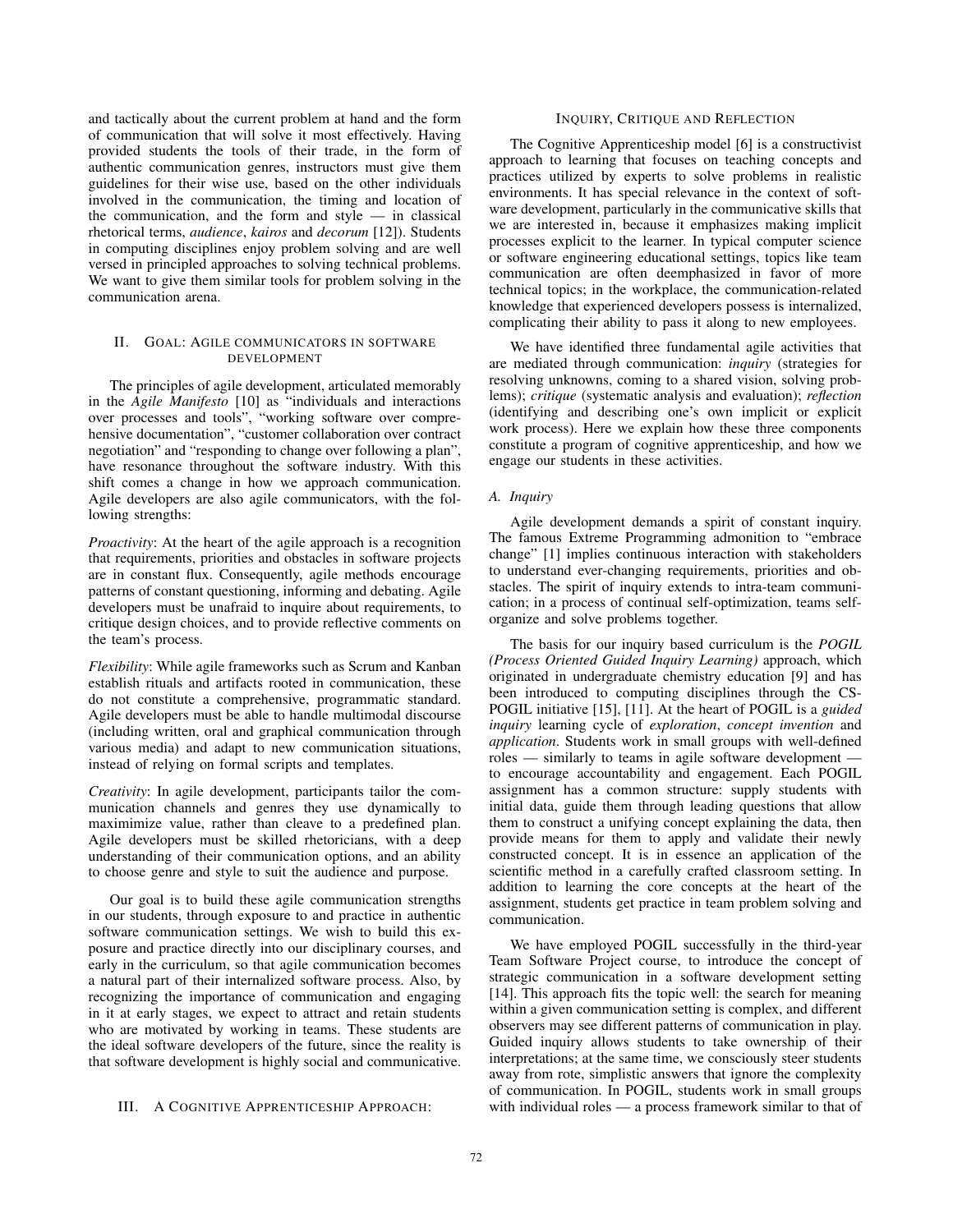and tactically about the current problem at hand and the form of communication that will solve it most effectively. Having provided students the tools of their trade, in the form of authentic communication genres, instructors must give them guidelines for their wise use, based on the other individuals involved in the communication, the timing and location of the communication, and the form and style — in classical rhetorical terms, *audience*, *kairos* and *decorum* [12]). Students in computing disciplines enjoy problem solving and are well versed in principled approaches to solving technical problems. We want to give them similar tools for problem solving in the communication arena.

## II. Goal: Agile communicators in software development

The principles of agile development, articulated memorably in the *Agile Manifesto* [10] as "individuals and interactions over processes and tools", "working software over comprehensive documentation", "customer collaboration over contract negotiation" and "responding to change over following a plan", have resonance throughout the software industry. With this shift comes a change in how we approach communication. Agile developers are also agile communicators, with the following strengths:

*Proactivity*: At the heart of the agile approach is a recognition that requirements, priorities and obstacles in software projects are in constant flux. Consequently, agile methods encourage patterns of constant questioning, informing and debating. Agile developers must be unafraid to inquire about requirements, to critique design choices, and to provide reflective comments on the team's process.

*Flexibility*: While agile frameworks such as Scrum and Kanban establish rituals and artifacts rooted in communication, these do not constitute a comprehensive, programmatic standard. Agile developers must be able to handle multimodal discourse (including written, oral and graphical communication through various media) and adapt to new communication situations, instead of relying on formal scripts and templates.

*Creativity*: In agile development, participants tailor the communication channels and genres they use dynamically to maximimize value, rather than cleave to a predefined plan. Agile developers must be skilled rhetoricians, with a deep understanding of their communication options, and an ability to choose genre and style to suit the audience and purpose.

Our goal is to build these agile communication strengths in our students, through exposure to and practice in authentic software communication settings. We wish to build this exposure and practice directly into our disciplinary courses, and early in the curriculum, so that agile communication becomes a natural part of their internalized software process. Also, by recognizing the importance of communication and engaging in it at early stages, we expect to attract and retain students who are motivated by working in teams. These students are the ideal software developers of the future, since the reality is that software development is highly social and communicative.

## III. A Cognitive Apprenticeship Approach: Inquiry, Critique and Reflection

The Cognitive Apprenticeship model [6] is a constructivist approach to learning that focuses on teaching concepts and practices utilized by experts to solve problems in realistic environments. It has special relevance in the context of software development, particularly in the communicative skills that we are interested in, because it emphasizes making implicit processes explicit to the learner. In typical computer science or software engineering educational settings, topics like team communication are often deemphasized in favor of more technical topics; in the workplace, the communication-related knowledge that experienced developers possess is internalized, complicating their ability to pass it along to new employees.

We have identified three fundamental agile activities that are mediated through communication: *inquiry* (strategies for resolving unknowns, coming to a shared vision, solving problems); *critique* (systematic analysis and evaluation); *reflection* (identifying and describing one's own implicit or explicit work process). Here we explain how these three components constitute a program of cognitive apprenticeship, and how we engage our students in these activities.

### A. Inquiry

Agile development demands a spirit of constant inquiry. The famous Extreme Programming admonition to "embrace change" [1] implies continuous interaction with stakeholders to understand ever-changing requirements, priorities and obstacles. The spirit of inquiry extends to intra-team communication; in a process of continual self-optimization, teams self-organize and solve problems together.

The basis for our inquiry based curriculum is the *POGIL (Process Oriented Guided Inquiry Learning)* approach, which originated in undergraduate chemistry education [9] and has been introduced to computing disciplines through the CS-POGIL initiative [15], [11]. At the heart of POGIL is a *guided inquiry* learning cycle of *exploration*, *concept invention* and *application*. Students work in small groups with well-defined roles — similarly to teams in agile software development — to encourage accountability and engagement. Each POGIL assignment has a common structure: supply students with initial data, guide them through leading questions that allow them to construct a unifying concept explaining the data, then provide means for them to apply and validate their newly constructed concept. It is in essence an application of the scientific method in a carefully crafted classroom setting. In addition to learning the core concepts at the heart of the assignment, students get practice in team problem solving and communication.

We have employed POGIL successfully in the third-year Team Software Project course, to introduce the concept of strategic communication in a software development setting [14]. This approach fits the topic well: the search for meaning within a given communication setting is complex, and different observers may see different patterns of communication in play. Guided inquiry allows students to take ownership of their interpretations; at the same time, we consciously steer students away from rote, simplistic answers that ignore the complexity of communication. In POGIL, students work in small groups with individual roles — a process framework similar to that of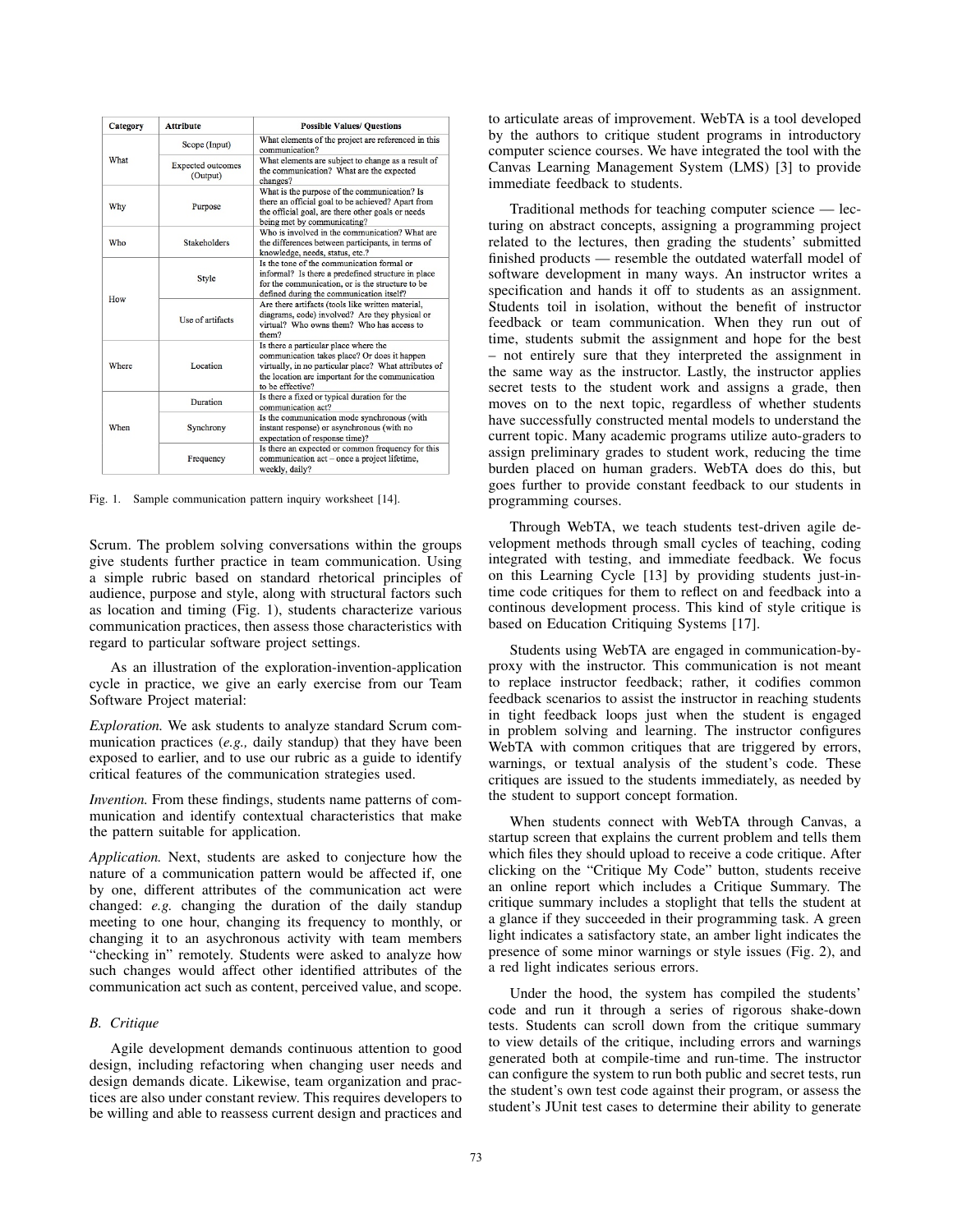| Category | Attribute | Possible Values/ Questions |
|---|---|---|
| What | Scope (Input) | What elements of the project are referenced in this communication? |
| | Expected outcomes (Output) | What elements are subject to change as a result of the communication? What are the expected changes? |
| Why | Purpose | What is the purpose of the communication? Is there an official goal to be achieved? Apart from the official goal, are there other goals or needs being met by communicating? |
| Who | Stakeholders | Who is involved in the communication? What are the differences between participants, in terms of knowledge, needs, status, etc.? |
| How | Style | Is the tone of the communication formal or informal? Is there a predefined structure in place for the communication, or is the structure to be defined during the communication itself? |
| | Use of artifacts | Are there artifacts (tools like written material, diagrams, code) involved? Are they physical or virtual? Who owns them? Who has access to them? |
| Where | Location | Is there a particular place where the communication takes place? Or does it happen virtually, in no particular place? What attributes of the location are important for the communication to be effective? |
| When | Duration | Is there a fixed or typical duration for the communication act? |
| | Synchrony | Is the communication mode synchronous (with instant response) or asynchronous (with no expectation of response time)? |
| | Frequency | Is there an expected or common frequency for this communication act – once a project lifetime, weekly, daily? |

Fig. 1. Sample communication pattern inquiry worksheet [14].

Scrum. The problem solving conversations within the groups give students further practice in team communication. Using a simple rubric based on standard rhetorical principles of audience, purpose and style, along with structural factors such as location and timing (Fig. 1), students characterize various communication practices, then assess those characteristics with regard to particular software project settings.

As an illustration of the exploration-invention-application cycle in practice, we give an early exercise from our Team Software Project material:

*Exploration.* We ask students to analyze standard Scrum communication practices (*e.g.,* daily standup) that they have been exposed to earlier, and to use our rubric as a guide to identify critical features of the communication strategies used.

*Invention.* From these findings, students name patterns of communication and identify contextual characteristics that make the pattern suitable for application.

*Application.* Next, students are asked to conjecture how the nature of a communication pattern would be affected if, one by one, different attributes of the communication act were changed: *e.g.* changing the duration of the daily standup meeting to one hour, changing its frequency to monthly, or changing it to an asychronous activity with team members "checking in" remotely. Students were asked to analyze how such changes would affect other identified attributes of the communication act such as content, perceived value, and scope.

### B. Critique

Agile development demands continuous attention to good design, including refactoring when changing user needs and design demands dicate. Likewise, team organization and practices are also under constant review. This requires developers to be willing and able to reassess current design and practices and to articulate areas of improvement. WebTA is a tool developed by the authors to critique student programs in introductory computer science courses. We have integrated the tool with the Canvas Learning Management System (LMS) [3] to provide immediate feedback to students.

Traditional methods for teaching computer science — lecturing on abstract concepts, assigning a programming project related to the lectures, then grading the students' submitted finished products — resemble the outdated waterfall model of software development in many ways. An instructor writes a specification and hands it off to students as an assignment. Students toil in isolation, without the benefit of instructor feedback or team communication. When they run out of time, students submit the assignment and hope for the best – not entirely sure that they interpreted the assignment in the same way as the instructor. Lastly, the instructor applies secret tests to the student work and assigns a grade, then moves on to the next topic, regardless of whether students have successfully constructed mental models to understand the current topic. Many academic programs utilize auto-graders to assign preliminary grades to student work, reducing the time burden placed on human graders. WebTA does do this, but goes further to provide constant feedback to our students in programming courses.

Through WebTA, we teach students test-driven agile development methods through small cycles of teaching, coding integrated with testing, and immediate feedback. We focus on this Learning Cycle [13] by providing students just-in-time code critiques for them to reflect on and feedback into a continous development process. This kind of style critique is based on Education Critiquing Systems [17].

Students using WebTA are engaged in communication-by-proxy with the instructor. This communication is not meant to replace instructor feedback; rather, it codifies common feedback scenarios to assist the instructor in reaching students in tight feedback loops just when the student is engaged in problem solving and learning. The instructor configures WebTA with common critiques that are triggered by errors, warnings, or textual analysis of the student's code. These critiques are issued to the students immediately, as needed by the student to support concept formation.

When students connect with WebTA through Canvas, a startup screen that explains the current problem and tells them which files they should upload to receive a code critique. After clicking on the "Critique My Code" button, students receive an online report which includes a Critique Summary. The critique summary includes a stoplight that tells the student at a glance if they succeeded in their programming task. A green light indicates a satisfactory state, an amber light indicates the presence of some minor warnings or style issues (Fig. 2), and a red light indicates serious errors.

Under the hood, the system has compiled the students' code and run it through a series of rigorous shake-down tests. Students can scroll down from the critique summary to view details of the critique, including errors and warnings generated both at compile-time and run-time. The instructor can configure the system to run both public and secret tests, run the student's own test code against their program, or assess the student's JUnit test cases to determine their ability to generate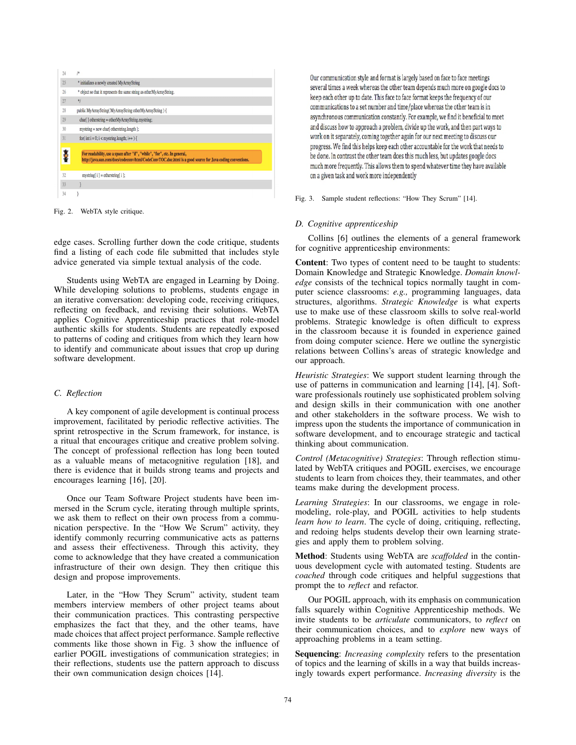```
24  /*
25   * initializes a newly created MyArrayString
26   * object so that it represents the same string as otherMyArrayString.
27   */
28  public MyArrayString( MyArrayString otherMyArrayString ) {
29      char[ ] otherstring = otherMyArrayString.mystring;
30      mystring = new char[ otherstring.length ];
31      for( int i = 0; i < mystring.length; i++ ) {
        For readability, use a space after "if", "while", "for", etc. In general,
        http://java.sun.com/docs/codeconv/html/CodeConvTOC.doc.html is a good source for Java coding conventions.
32          mystring[ i ] = otherstring[ i ];
33      }
34  }
```

Fig. 2. WebTA style critique.

edge cases. Scrolling further down the code critique, students find a listing of each code file submitted that includes style advice generated via simple textual analysis of the code.

Students using WebTA are engaged in Learning by Doing. While developing solutions to problems, students engage in an iterative conversation: developing code, receiving critiques, reflecting on feedback, and revising their solutions. WebTA applies Cognitive Apprenticeship practices that role-model authentic skills for students. Students are repeatedly exposed to patterns of coding and critiques from which they learn how to identify and communicate about issues that crop up during software development.

### C. Reflection

A key component of agile development is continual process improvement, facilitated by periodic reflective activities. The sprint retrospective in the Scrum framework, for instance, is a ritual that encourages critique and creative problem solving. The concept of professional reflection has long been touted as a valuable means of metacognitive regulation [18], and there is evidence that it builds strong teams and projects and encourages learning [16], [20].

Once our Team Software Project students have been immersed in the Scrum cycle, iterating through multiple sprints, we ask them to reflect on their own process from a communication perspective. In the "How We Scrum" activity, they identify commonly recurring communicative acts as patterns and assess their effectiveness. Through this activity, they come to acknowledge that they have created a communication infrastructure of their own design. They then critique this design and propose improvements.

Later, in the "How They Scrum" activity, student team members interview members of other project teams about their communication practices. This contrasting perspective emphasizes the fact that they, and the other teams, have made choices that affect project performance. Sample reflective comments like those shown in Fig. 3 show the influence of earlier POGIL investigations of communication strategies; in their reflections, students use the pattern approach to discuss their own communication design choices [14].

Our communication style and format is largely based on face to face meetings several times a week whereas the other team depends much more on google docs to keep each other up to date. This face to face format keeps the frequency of our communications to a set number and time/place whereas the other team is in asynchronous communication constantly. For example, we find it beneficial to meet and discuss how to approach a problem, divide up the work, and then part ways to work on it separately, coming together again for our next meeting to discuss our progress. We find this helps keep each other accountable for the work that needs to be done. In contrast the other team does this much less, but updates google docs much more frequently. This allows them to spend whatever time they have available on a given task and work more independently

Fig. 3. Sample student reflections: "How They Scrum" [14].

### D. Cognitive apprenticeship

Collins [6] outlines the elements of a general framework for cognitive apprenticeship environments:

**Content**: Two types of content need to be taught to students: Domain Knowledge and Strategic Knowledge. *Domain knowledge* consists of the technical topics normally taught in computer science classrooms: *e.g.,* programming languages, data structures, algorithms. *Strategic Knowledge* is what experts use to make use of these classroom skills to solve real-world problems. Strategic knowledge is often difficult to express in the classroom because it is founded in experience gained from doing computer science. Here we outline the synergistic relations between Collins's areas of strategic knowledge and our approach.

*Heuristic Strategies*: We support student learning through the use of patterns in communication and learning [14], [4]. Software professionals routinely use sophisticated problem solving and design skills in their communication with one another and other stakeholders in the software process. We wish to impress upon the students the importance of communication in software development, and to encourage strategic and tactical thinking about communication.

*Control (Metacognitive) Strategies*: Through reflection stimulated by WebTA critiques and POGIL exercises, we encourage students to learn from choices they, their teammates, and other teams make during the development process.

*Learning Strategies*: In our classrooms, we engage in role-modeling, role-play, and POGIL activities to help students *learn how to learn*. The cycle of doing, critiquing, reflecting, and redoing helps students develop their own learning strategies and apply them to problem solving.

**Method**: Students using WebTA are *scaffolded* in the continuous development cycle with automated testing. Students are *coached* through code critiques and helpful suggestions that prompt the to *reflect* and refactor.

Our POGIL approach, with its emphasis on communication falls squarely within Cognitive Apprenticeship methods. We invite students to be *articulate* communicators, to *reflect* on their communication choices, and to *explore* new ways of approaching problems in a team setting.

**Sequencing**: *Increasing complexity* refers to the presentation of topics and the learning of skills in a way that builds increasingly towards expert performance. *Increasing diversity* is the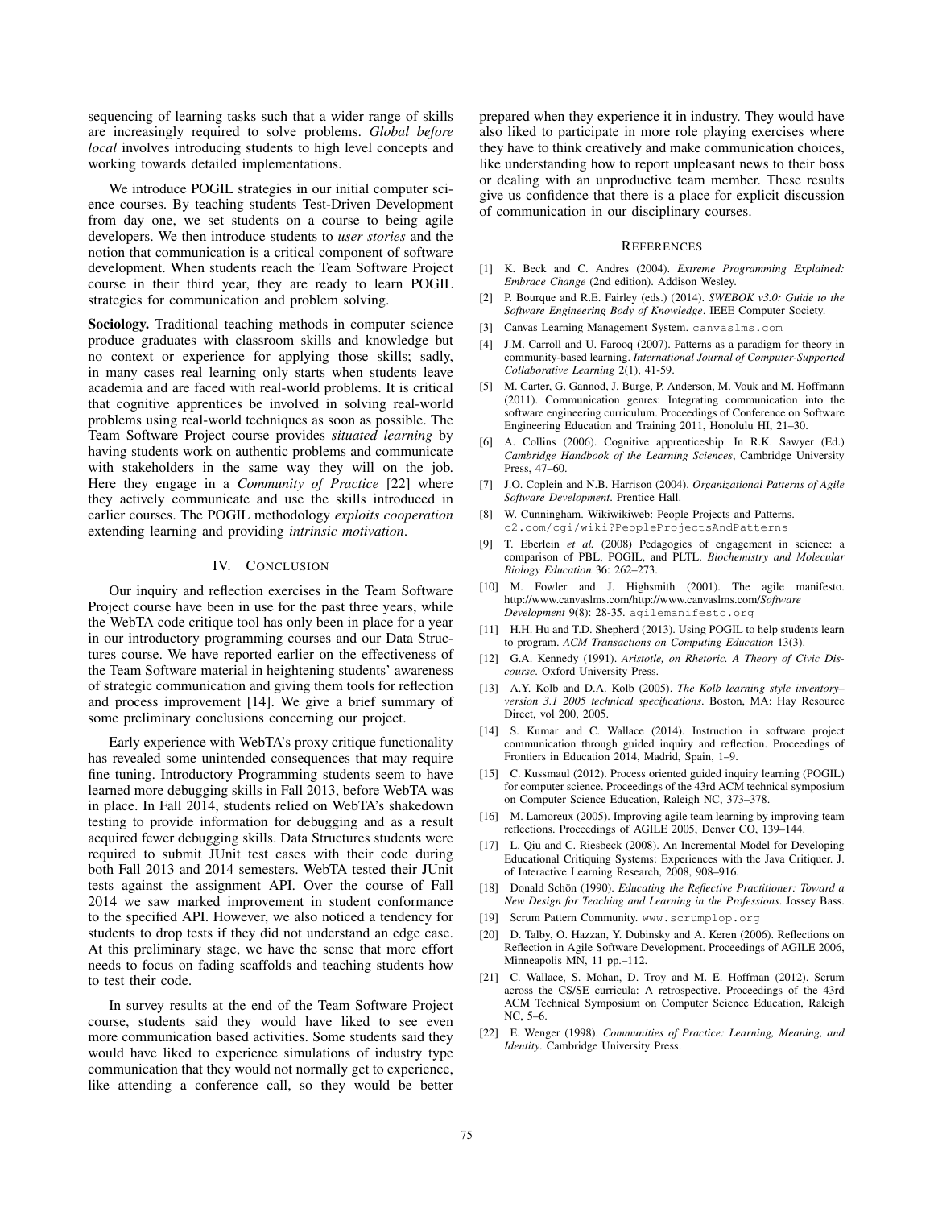sequencing of learning tasks such that a wider range of skills are increasingly required to solve problems. *Global before local* involves introducing students to high level concepts and working towards detailed implementations.

We introduce POGIL strategies in our initial computer science courses. By teaching students Test-Driven Development from day one, we set students on a course to being agile developers. We then introduce students to *user stories* and the notion that communication is a critical component of software development. When students reach the Team Software Project course in their third year, they are ready to learn POGIL strategies for communication and problem solving.

**Sociology.** Traditional teaching methods in computer science produce graduates with classroom skills and knowledge but no context or experience for applying those skills; sadly, in many cases real learning only starts when students leave academia and are faced with real-world problems. It is critical that cognitive apprentices be involved in solving real-world problems using real-world techniques as soon as possible. The Team Software Project course provides *situated learning* by having students work on authentic problems and communicate with stakeholders in the same way they will on the job. Here they engage in a *Community of Practice* [22] where they actively communicate and use the skills introduced in earlier courses. The POGIL methodology *exploits cooperation* extending learning and providing *intrinsic motivation*.

## IV. Conclusion

Our inquiry and reflection exercises in the Team Software Project course have been in use for the past three years, while the WebTA code critique tool has only been in place for a year in our introductory programming courses and our Data Structures course. We have reported earlier on the effectiveness of the Team Software material in heightening students' awareness of strategic communication and giving them tools for reflection and process improvement [14]. We give a brief summary of some preliminary conclusions concerning our project.

Early experience with WebTA's proxy critique functionality has revealed some unintended consequences that may require fine tuning. Introductory Programming students seem to have learned more debugging skills in Fall 2013, before WebTA was in place. In Fall 2014, students relied on WebTA's shakedown testing to provide information for debugging and as a result acquired fewer debugging skills. Data Structures students were required to submit JUnit test cases with their code during both Fall 2013 and 2014 semesters. WebTA tested their JUnit tests against the assignment API. Over the course of Fall 2014 we saw marked improvement in student conformance to the specified API. However, we also noticed a tendency for students to drop tests if they did not understand an edge case. At this preliminary stage, we have the sense that more effort needs to focus on fading scaffolds and teaching students how to test their code.

In survey results at the end of the Team Software Project course, students said they would have liked to see even more communication based activities. Some students said they would have liked to experience simulations of industry type communication that they would not normally get to experience, like attending a conference call, so they would be better prepared when they experience it in industry. They would have also liked to participate in more role playing exercises where they have to think creatively and make communication choices, like understanding how to report unpleasant news to their boss or dealing with an unproductive team member. These results give us confidence that there is a place for explicit discussion of communication in our disciplinary courses.

## References

[1] K. Beck and C. Andres (2004). *Extreme Programming Explained: Embrace Change* (2nd edition). Addison Wesley.

[2] P. Bourque and R.E. Fairley (eds.) (2014). *SWEBOK v3.0: Guide to the Software Engineering Body of Knowledge*. IEEE Computer Society.

[3] Canvas Learning Management System. canvaslms.com

[4] J.M. Carroll and U. Farooq (2007). Patterns as a paradigm for theory in community-based learning. *International Journal of Computer-Supported Collaborative Learning* 2(1), 41-59.

[5] M. Carter, G. Gannod, J. Burge, P. Anderson, M. Vouk and M. Hoffmann (2011). Communication genres: Integrating communication into the software engineering curriculum. Proceedings of Conference on Software Engineering Education and Training 2011, Honolulu HI, 21–30.

[6] A. Collins (2006). Cognitive apprenticeship. In R.K. Sawyer (Ed.) *Cambridge Handbook of the Learning Sciences*, Cambridge University Press, 47–60.

[7] J.O. Coplein and N.B. Harrison (2004). *Organizational Patterns of Agile Software Development*. Prentice Hall.

[8] W. Cunningham. Wikiwikiweb: People Projects and Patterns. c2.com/cgi/wiki?PeopleProjectsAndPatterns

[9] T. Eberlein *et al.* (2008) Pedagogies of engagement in science: a comparison of PBL, POGIL, and PLTL. *Biochemistry and Molecular Biology Education* 36: 262–273.

[10] M. Fowler and J. Highsmith (2001). The agile manifesto. http://www.canvaslms.com/http://www.canvaslms.com/*Software Development* 9(8): 28-35. agilemanifesto.org

[11] H.H. Hu and T.D. Shepherd (2013). Using POGIL to help students learn to program. *ACM Transactions on Computing Education* 13(3).

[12] G.A. Kennedy (1991). *Aristotle, on Rhetoric. A Theory of Civic Discourse*. Oxford University Press.

[13] A.Y. Kolb and D.A. Kolb (2005). *The Kolb learning style inventory– version 3.1 2005 technical specifications*. Boston, MA: Hay Resource Direct, vol 200, 2005.

[14] S. Kumar and C. Wallace (2014). Instruction in software project communication through guided inquiry and reflection. Proceedings of Frontiers in Education 2014, Madrid, Spain, 1–9.

[15] C. Kussmaul (2012). Process oriented guided inquiry learning (POGIL) for computer science. Proceedings of the 43rd ACM technical symposium on Computer Science Education, Raleigh NC, 373–378.

[16] M. Lamoreux (2005). Improving agile team learning by improving team reflections. Proceedings of AGILE 2005, Denver CO, 139–144.

[17] L. Qiu and C. Riesbeck (2008). An Incremental Model for Developing Educational Critiquing Systems: Experiences with the Java Critiquer. J. of Interactive Learning Research, 2008, 908–916.

[18] Donald Schön (1990). *Educating the Reflective Practitioner: Toward a New Design for Teaching and Learning in the Professions*. Jossey Bass.

[19] Scrum Pattern Community. www.scrumplop.org

[20] D. Talby, O. Hazzan, Y. Dubinsky and A. Keren (2006). Reflections on Reflection in Agile Software Development. Proceedings of AGILE 2006, Minneapolis MN, 11 pp.–112.

[21] C. Wallace, S. Mohan, D. Troy and M. E. Hoffman (2012). Scrum across the CS/SE curricula: A retrospective. Proceedings of the 43rd ACM Technical Symposium on Computer Science Education, Raleigh NC, 5–6.

[22] E. Wenger (1998). *Communities of Practice: Learning, Meaning, and Identity*. Cambridge University Press.